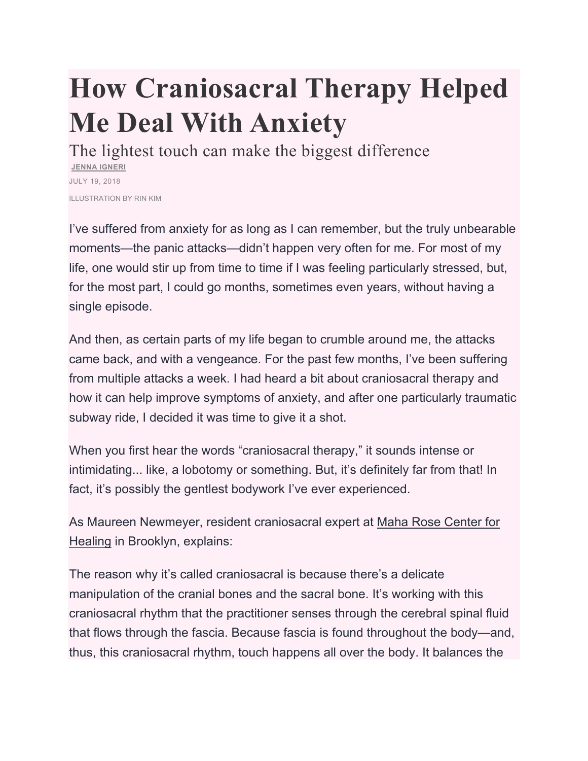# How Craniosacral Therapy Helped Me Deal With Anxiety

## The lightest touch can make the biggest difference

**JENNA IGNERI**

JULY 19, 2018

ILLUSTRATION BY RIN KIM

I've suffered from anxiety for as long as I can remember, but the truly unbearable moments—the panic attacks—didn't happen very often for me. For most of my life, one would stir up from time to time if I was feeling particularly stressed, but, for the most part, I could go months, sometimes even years, without having a single episode.

And then, as certain parts of my life began to crumble around me, the attacks came back, and with a vengeance. For the past few months, I've been suffering from multiple attacks a week. I had heard a bit about craniosacral therapy and how it can help improve symptoms of anxiety, and after one particularly traumatic subway ride, I decided it was time to give it a shot.

When you first hear the words "craniosacral therapy," it sounds intense or intimidating... like, a lobotomy or something. But, it's definitely far from that! In fact, it's possibly the gentlest bodywork I've ever experienced.

As Maureen Newmeyer, resident craniosacral expert at Maha Rose Center for Healing in Brooklyn, explains:

The reason why it's called craniosacral is because there's a delicate manipulation of the cranial bones and the sacral bone. It's working with this craniosacral rhythm that the practitioner senses through the cerebral spinal fluid that flows through the fascia. Because fascia is found throughout the body—and, thus, this craniosacral rhythm, touch happens all over the body. It balances the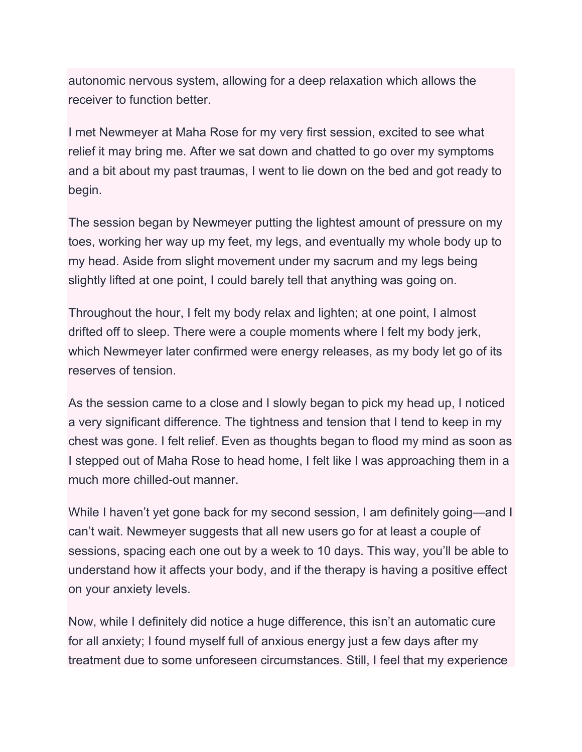autonomic nervous system, allowing for a deep relaxation which allows the receiver to function better.

I met Newmeyer at Maha Rose for my very first session, excited to see what relief it may bring me. After we sat down and chatted to go over my symptoms and a bit about my past traumas, I went to lie down on the bed and got ready to begin.

The session began by Newmeyer putting the lightest amount of pressure on my toes, working her way up my feet, my legs, and eventually my whole body up to my head. Aside from slight movement under my sacrum and my legs being slightly lifted at one point, I could barely tell that anything was going on.

Throughout the hour, I felt my body relax and lighten; at one point, I almost drifted off to sleep. There were a couple moments where I felt my body jerk, which Newmeyer later confirmed were energy releases, as my body let go of its reserves of tension.

As the session came to a close and I slowly began to pick my head up, I noticed a very significant difference. The tightness and tension that I tend to keep in my chest was gone. I felt relief. Even as thoughts began to flood my mind as soon as I stepped out of Maha Rose to head home, I felt like I was approaching them in a much more chilled-out manner.

While I haven't yet gone back for my second session, I am definitely going—and I can't wait. Newmeyer suggests that all new users go for at least a couple of sessions, spacing each one out by a week to 10 days. This way, you'll be able to understand how it affects your body, and if the therapy is having a positive effect on your anxiety levels.

Now, while I definitely did notice a huge difference, this isn't an automatic cure for all anxiety; I found myself full of anxious energy just a few days after my treatment due to some unforeseen circumstances. Still, I feel that my experience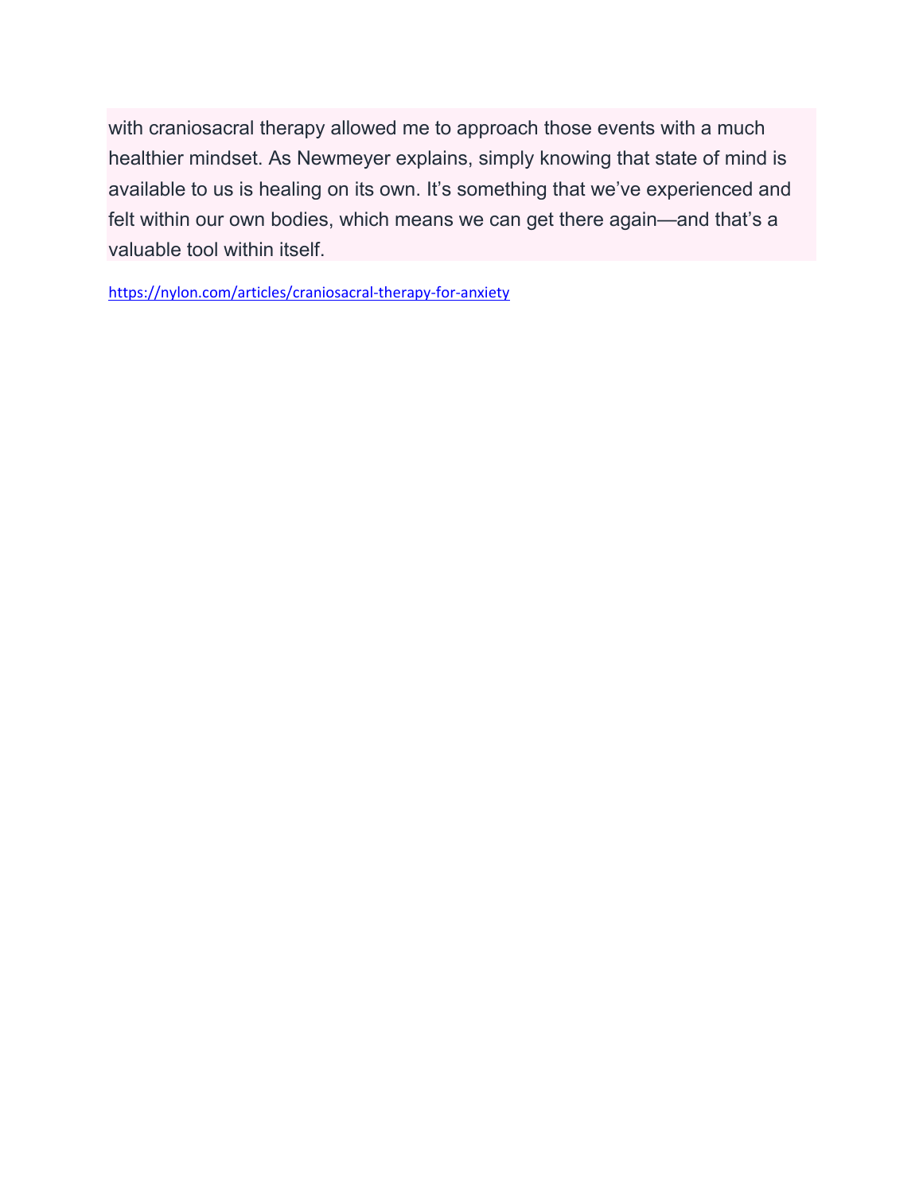with craniosacral therapy allowed me to approach those events with a much healthier mindset. As Newmeyer explains, simply knowing that state of mind is available to us is healing on its own. It's something that we've experienced and felt within our own bodies, which means we can get there again—and that's a valuable tool within itself.

https://nylon.com/articles/craniosacral-therapy-for-anxiety